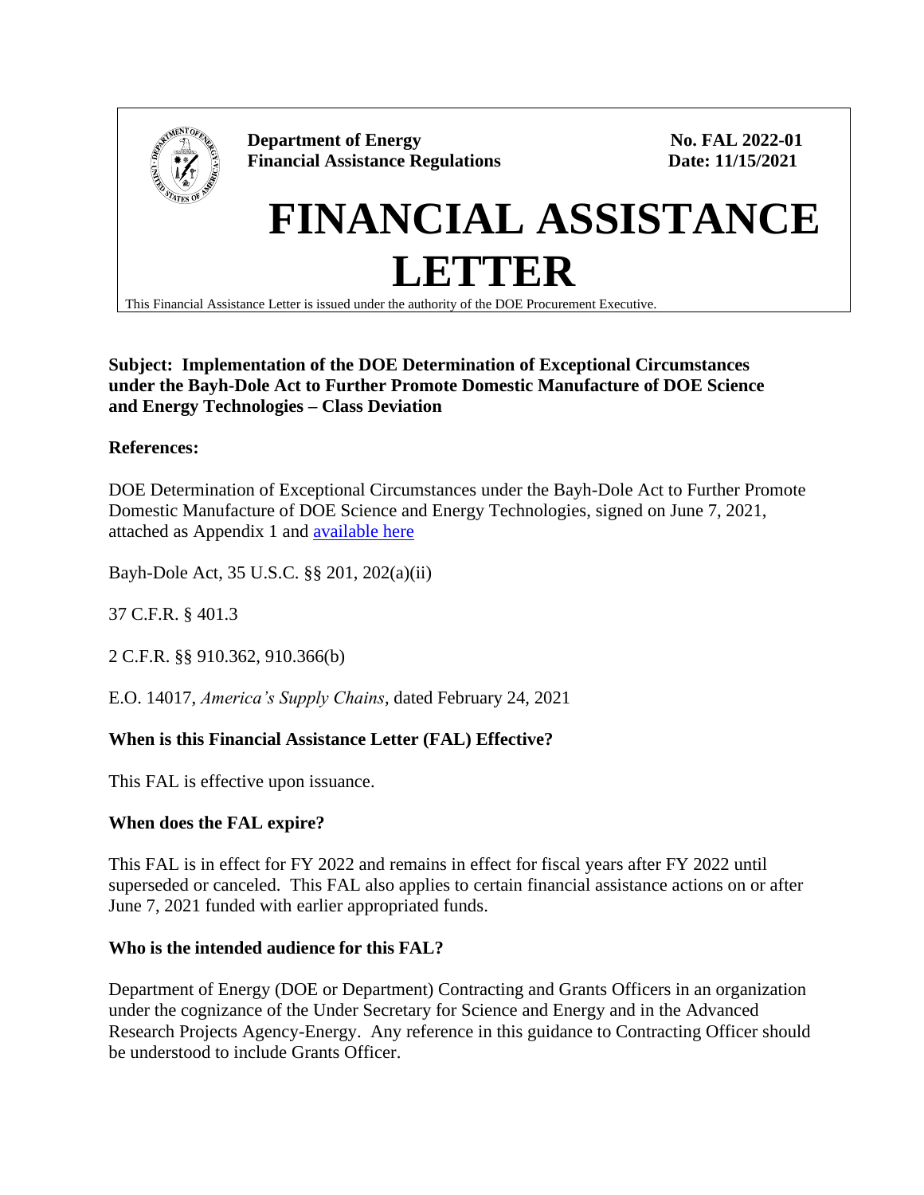**Department of Energy**
**Financial Assistance Regulations**

**No. FAL 2022-01**
**Date: 11/15/2021**

# FINANCIAL ASSISTANCE LETTER

This Financial Assistance Letter is issued under the authority of the DOE Procurement Executive.

**Subject: Implementation of the DOE Determination of Exceptional Circumstances under the Bayh-Dole Act to Further Promote Domestic Manufacture of DOE Science and Energy Technologies – Class Deviation**

**References:**

DOE Determination of Exceptional Circumstances under the Bayh-Dole Act to Further Promote Domestic Manufacture of DOE Science and Energy Technologies, signed on June 7, 2021, attached as Appendix 1 and available here

Bayh-Dole Act, 35 U.S.C. §§ 201, 202(a)(ii)

37 C.F.R. § 401.3

2 C.F.R. §§ 910.362, 910.366(b)

E.O. 14017, *America's Supply Chains*, dated February 24, 2021

**When is this Financial Assistance Letter (FAL) Effective?**

This FAL is effective upon issuance.

**When does the FAL expire?**

This FAL is in effect for FY 2022 and remains in effect for fiscal years after FY 2022 until superseded or canceled. This FAL also applies to certain financial assistance actions on or after June 7, 2021 funded with earlier appropriated funds.

**Who is the intended audience for this FAL?**

Department of Energy (DOE or Department) Contracting and Grants Officers in an organization under the cognizance of the Under Secretary for Science and Energy and in the Advanced Research Projects Agency-Energy. Any reference in this guidance to Contracting Officer should be understood to include Grants Officer.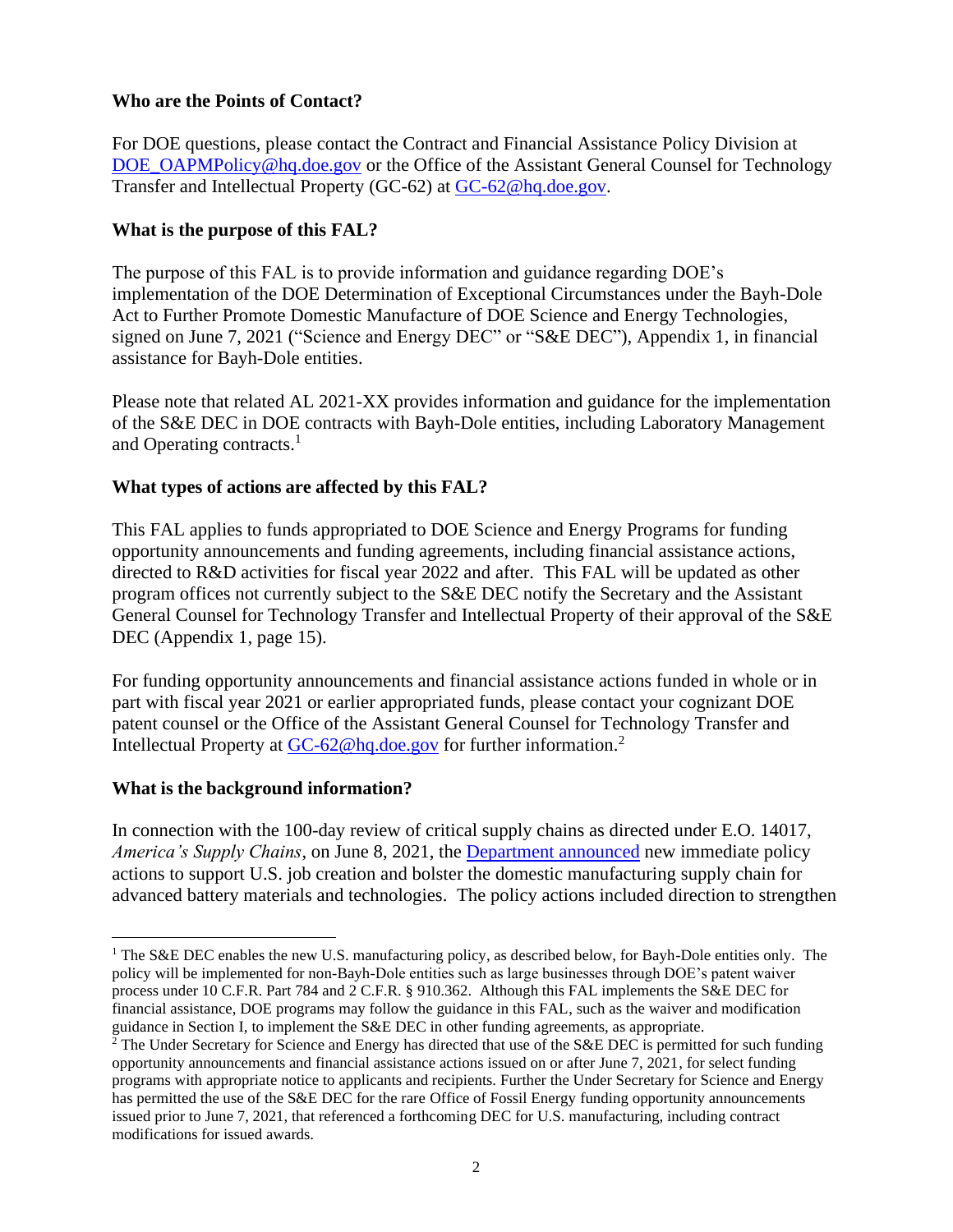**Who are the Points of Contact?**

For DOE questions, please contact the Contract and Financial Assistance Policy Division at DOE_OAPMPolicy@hq.doe.gov or the Office of the Assistant General Counsel for Technology Transfer and Intellectual Property (GC-62) at GC-62@hq.doe.gov.

**What is the purpose of this FAL?**

The purpose of this FAL is to provide information and guidance regarding DOE's implementation of the DOE Determination of Exceptional Circumstances under the Bayh-Dole Act to Further Promote Domestic Manufacture of DOE Science and Energy Technologies, signed on June 7, 2021 ("Science and Energy DEC" or "S&E DEC"), Appendix 1, in financial assistance for Bayh-Dole entities.

Please note that related AL 2021-XX provides information and guidance for the implementation of the S&E DEC in DOE contracts with Bayh-Dole entities, including Laboratory Management and Operating contracts.[1]

**What types of actions are affected by this FAL?**

This FAL applies to funds appropriated to DOE Science and Energy Programs for funding opportunity announcements and funding agreements, including financial assistance actions, directed to R&D activities for fiscal year 2022 and after. This FAL will be updated as other program offices not currently subject to the S&E DEC notify the Secretary and the Assistant General Counsel for Technology Transfer and Intellectual Property of their approval of the S&E DEC (Appendix 1, page 15).

For funding opportunity announcements and financial assistance actions funded in whole or in part with fiscal year 2021 or earlier appropriated funds, please contact your cognizant DOE patent counsel or the Office of the Assistant General Counsel for Technology Transfer and Intellectual Property at GC-62@hq.doe.gov for further information.[2]

**What is the background information?**

In connection with the 100-day review of critical supply chains as directed under E.O. 14017, *America's Supply Chains*, on June 8, 2021, the Department announced new immediate policy actions to support U.S. job creation and bolster the domestic manufacturing supply chain for advanced battery materials and technologies. The policy actions included direction to strengthen

---

[1] The S&E DEC enables the new U.S. manufacturing policy, as described below, for Bayh-Dole entities only. The policy will be implemented for non-Bayh-Dole entities such as large businesses through DOE's patent waiver process under 10 C.F.R. Part 784 and 2 C.F.R. § 910.362. Although this FAL implements the S&E DEC for financial assistance, DOE programs may follow the guidance in this FAL, such as the waiver and modification guidance in Section I, to implement the S&E DEC in other funding agreements, as appropriate.

[2] The Under Secretary for Science and Energy has directed that use of the S&E DEC is permitted for such funding opportunity announcements and financial assistance actions issued on or after June 7, 2021, for select funding programs with appropriate notice to applicants and recipients. Further the Under Secretary for Science and Energy has permitted the use of the S&E DEC for the rare Office of Fossil Energy funding opportunity announcements issued prior to June 7, 2021, that referenced a forthcoming DEC for U.S. manufacturing, including contract modifications for issued awards.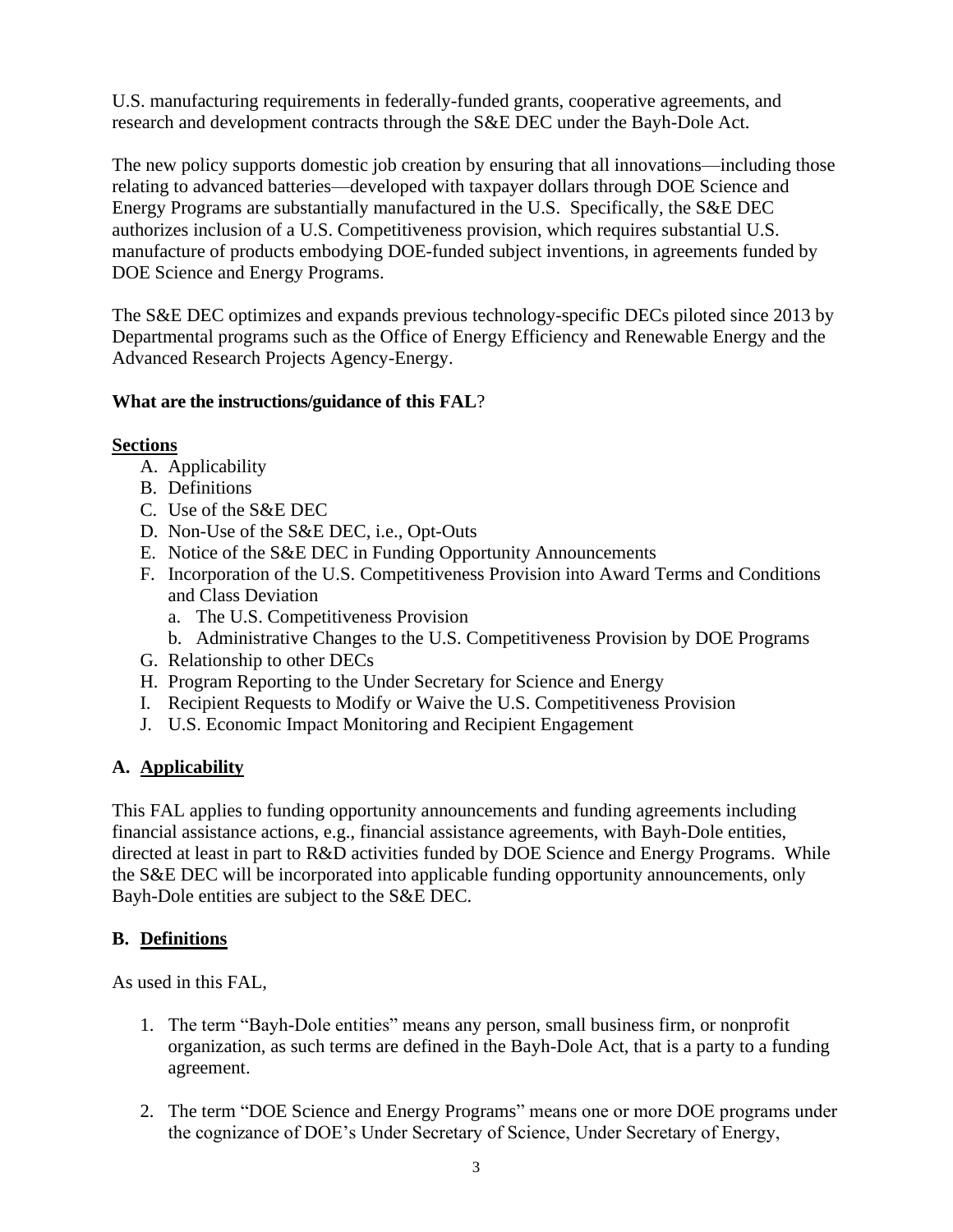U.S. manufacturing requirements in federally-funded grants, cooperative agreements, and research and development contracts through the S&E DEC under the Bayh-Dole Act.

The new policy supports domestic job creation by ensuring that all innovations—including those relating to advanced batteries—developed with taxpayer dollars through DOE Science and Energy Programs are substantially manufactured in the U.S. Specifically, the S&E DEC authorizes inclusion of a U.S. Competitiveness provision, which requires substantial U.S. manufacture of products embodying DOE-funded subject inventions, in agreements funded by DOE Science and Energy Programs.

The S&E DEC optimizes and expands previous technology-specific DECs piloted since 2013 by Departmental programs such as the Office of Energy Efficiency and Renewable Energy and the Advanced Research Projects Agency-Energy.

**What are the instructions/guidance of this FAL?**

**Sections**

A. Applicability
B. Definitions
C. Use of the S&E DEC
D. Non-Use of the S&E DEC, i.e., Opt-Outs
E. Notice of the S&E DEC in Funding Opportunity Announcements
F. Incorporation of the U.S. Competitiveness Provision into Award Terms and Conditions and Class Deviation
   a. The U.S. Competitiveness Provision
   b. Administrative Changes to the U.S. Competitiveness Provision by DOE Programs
G. Relationship to other DECs
H. Program Reporting to the Under Secretary for Science and Energy
I. Recipient Requests to Modify or Waive the U.S. Competitiveness Provision
J. U.S. Economic Impact Monitoring and Recipient Engagement

## A. Applicability

This FAL applies to funding opportunity announcements and funding agreements including financial assistance actions, e.g., financial assistance agreements, with Bayh-Dole entities, directed at least in part to R&D activities funded by DOE Science and Energy Programs. While the S&E DEC will be incorporated into applicable funding opportunity announcements, only Bayh-Dole entities are subject to the S&E DEC.

## B. Definitions

As used in this FAL,

1. The term "Bayh-Dole entities" means any person, small business firm, or nonprofit organization, as such terms are defined in the Bayh-Dole Act, that is a party to a funding agreement.

2. The term "DOE Science and Energy Programs" means one or more DOE programs under the cognizance of DOE's Under Secretary of Science, Under Secretary of Energy,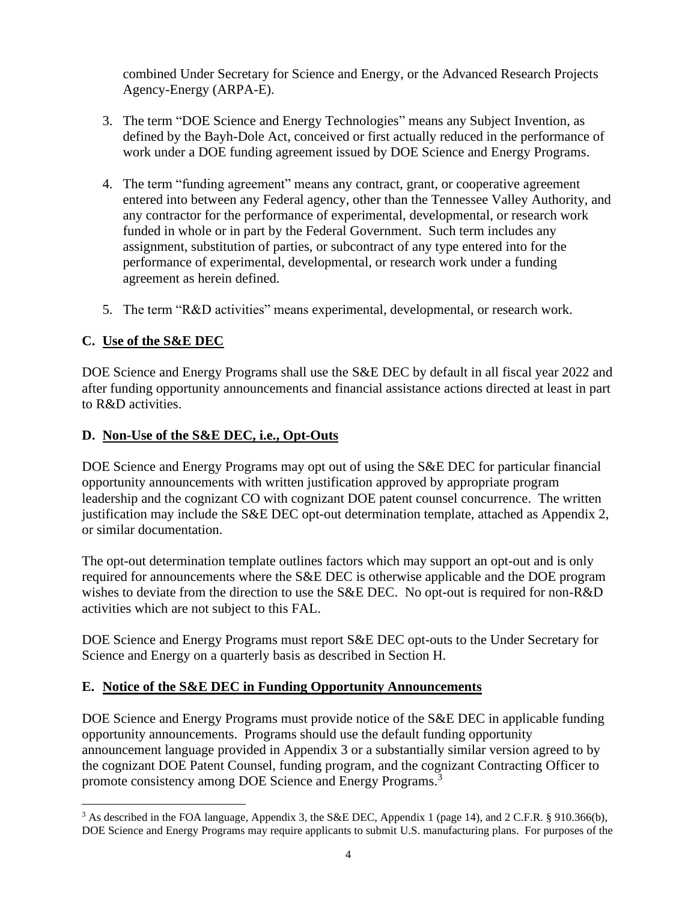combined Under Secretary for Science and Energy, or the Advanced Research Projects Agency-Energy (ARPA-E).

3. The term "DOE Science and Energy Technologies" means any Subject Invention, as defined by the Bayh-Dole Act, conceived or first actually reduced in the performance of work under a DOE funding agreement issued by DOE Science and Energy Programs.

4. The term "funding agreement" means any contract, grant, or cooperative agreement entered into between any Federal agency, other than the Tennessee Valley Authority, and any contractor for the performance of experimental, developmental, or research work funded in whole or in part by the Federal Government. Such term includes any assignment, substitution of parties, or subcontract of any type entered into for the performance of experimental, developmental, or research work under a funding agreement as herein defined.

5. The term "R&D activities" means experimental, developmental, or research work.

## C. Use of the S&E DEC

DOE Science and Energy Programs shall use the S&E DEC by default in all fiscal year 2022 and after funding opportunity announcements and financial assistance actions directed at least in part to R&D activities.

## D. Non-Use of the S&E DEC, i.e., Opt-Outs

DOE Science and Energy Programs may opt out of using the S&E DEC for particular financial opportunity announcements with written justification approved by appropriate program leadership and the cognizant CO with cognizant DOE patent counsel concurrence. The written justification may include the S&E DEC opt-out determination template, attached as Appendix 2, or similar documentation.

The opt-out determination template outlines factors which may support an opt-out and is only required for announcements where the S&E DEC is otherwise applicable and the DOE program wishes to deviate from the direction to use the S&E DEC. No opt-out is required for non-R&D activities which are not subject to this FAL.

DOE Science and Energy Programs must report S&E DEC opt-outs to the Under Secretary for Science and Energy on a quarterly basis as described in Section H.

## E. Notice of the S&E DEC in Funding Opportunity Announcements

DOE Science and Energy Programs must provide notice of the S&E DEC in applicable funding opportunity announcements. Programs should use the default funding opportunity announcement language provided in Appendix 3 or a substantially similar version agreed to by the cognizant DOE Patent Counsel, funding program, and the cognizant Contracting Officer to promote consistency among DOE Science and Energy Programs.[3]

---

[3] As described in the FOA language, Appendix 3, the S&E DEC, Appendix 1 (page 14), and 2 C.F.R. § 910.366(b), DOE Science and Energy Programs may require applicants to submit U.S. manufacturing plans. For purposes of the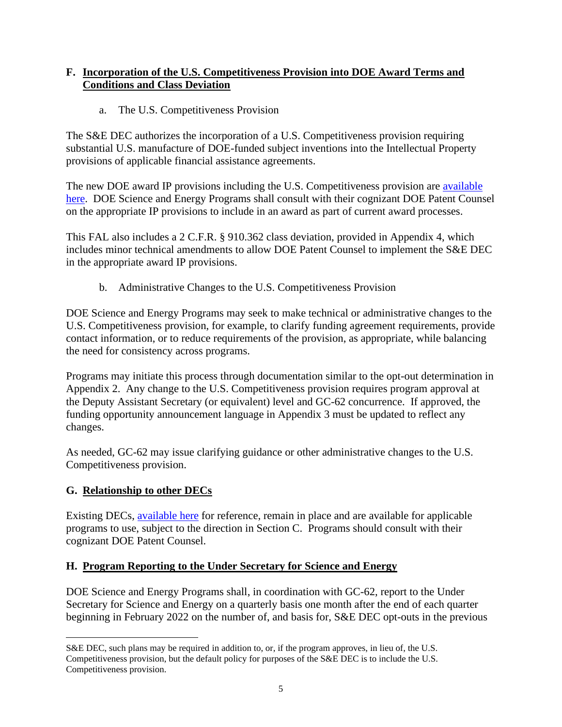## F. Incorporation of the U.S. Competitiveness Provision into DOE Award Terms and Conditions and Class Deviation

a. The U.S. Competitiveness Provision

The S&E DEC authorizes the incorporation of a U.S. Competitiveness provision requiring substantial U.S. manufacture of DOE-funded subject inventions into the Intellectual Property provisions of applicable financial assistance agreements.

The new DOE award IP provisions including the U.S. Competitiveness provision are available here. DOE Science and Energy Programs shall consult with their cognizant DOE Patent Counsel on the appropriate IP provisions to include in an award as part of current award processes.

This FAL also includes a 2 C.F.R. § 910.362 class deviation, provided in Appendix 4, which includes minor technical amendments to allow DOE Patent Counsel to implement the S&E DEC in the appropriate award IP provisions.

b. Administrative Changes to the U.S. Competitiveness Provision

DOE Science and Energy Programs may seek to make technical or administrative changes to the U.S. Competitiveness provision, for example, to clarify funding agreement requirements, provide contact information, or to reduce requirements of the provision, as appropriate, while balancing the need for consistency across programs.

Programs may initiate this process through documentation similar to the opt-out determination in Appendix 2. Any change to the U.S. Competitiveness provision requires program approval at the Deputy Assistant Secretary (or equivalent) level and GC-62 concurrence. If approved, the funding opportunity announcement language in Appendix 3 must be updated to reflect any changes.

As needed, GC-62 may issue clarifying guidance or other administrative changes to the U.S. Competitiveness provision.

## G. Relationship to other DECs

Existing DECs, available here for reference, remain in place and are available for applicable programs to use, subject to the direction in Section C. Programs should consult with their cognizant DOE Patent Counsel.

## H. Program Reporting to the Under Secretary for Science and Energy

DOE Science and Energy Programs shall, in coordination with GC-62, report to the Under Secretary for Science and Energy on a quarterly basis one month after the end of each quarter beginning in February 2022 on the number of, and basis for, S&E DEC opt-outs in the previous

---

S&E DEC, such plans may be required in addition to, or, if the program approves, in lieu of, the U.S. Competitiveness provision, but the default policy for purposes of the S&E DEC is to include the U.S. Competitiveness provision.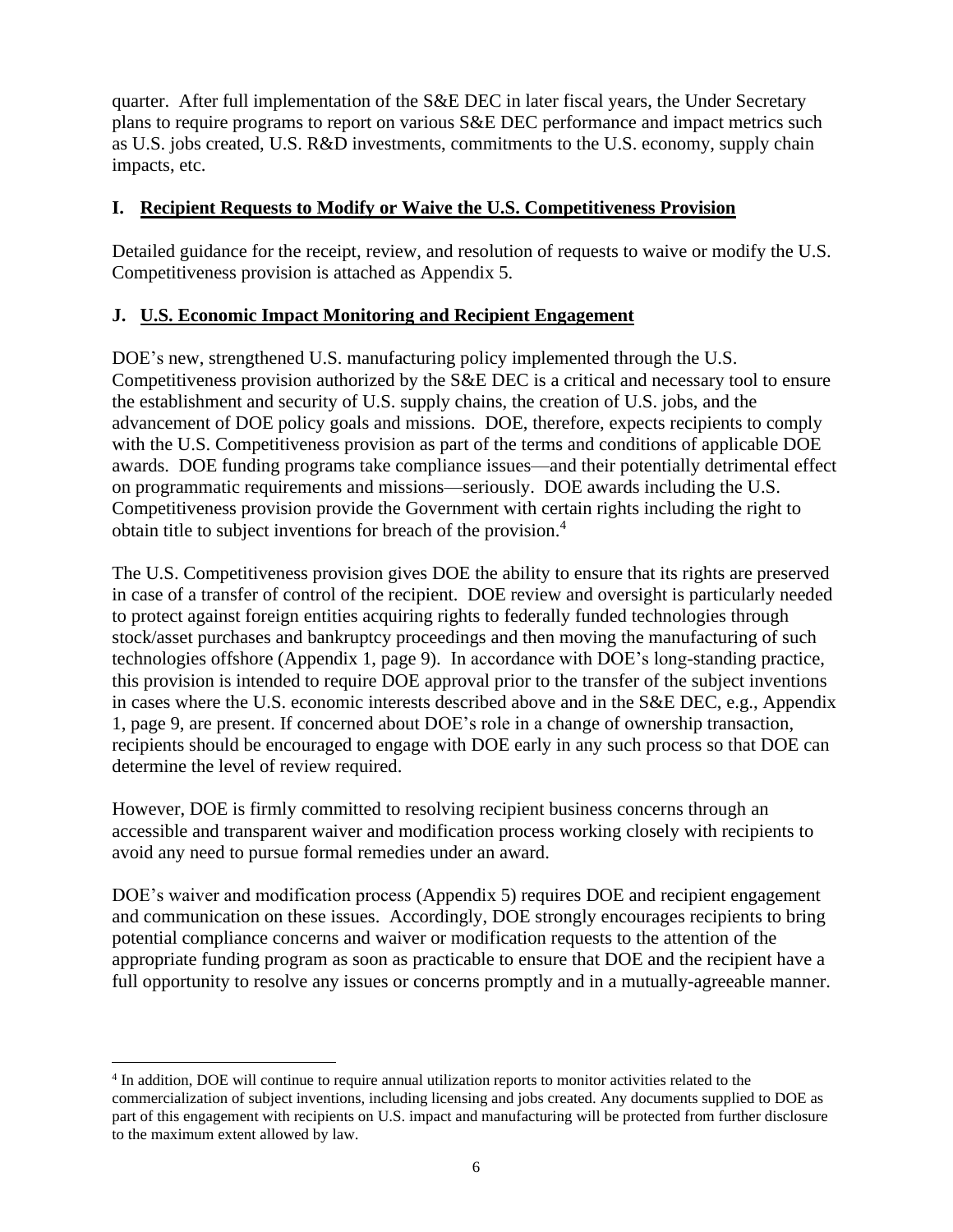quarter. After full implementation of the S&E DEC in later fiscal years, the Under Secretary plans to require programs to report on various S&E DEC performance and impact metrics such as U.S. jobs created, U.S. R&D investments, commitments to the U.S. economy, supply chain impacts, etc.

## I. Recipient Requests to Modify or Waive the U.S. Competitiveness Provision

Detailed guidance for the receipt, review, and resolution of requests to waive or modify the U.S. Competitiveness provision is attached as Appendix 5.

## J. U.S. Economic Impact Monitoring and Recipient Engagement

DOE's new, strengthened U.S. manufacturing policy implemented through the U.S. Competitiveness provision authorized by the S&E DEC is a critical and necessary tool to ensure the establishment and security of U.S. supply chains, the creation of U.S. jobs, and the advancement of DOE policy goals and missions. DOE, therefore, expects recipients to comply with the U.S. Competitiveness provision as part of the terms and conditions of applicable DOE awards. DOE funding programs take compliance issues—and their potentially detrimental effect on programmatic requirements and missions—seriously. DOE awards including the U.S. Competitiveness provision provide the Government with certain rights including the right to obtain title to subject inventions for breach of the provision.[4]

The U.S. Competitiveness provision gives DOE the ability to ensure that its rights are preserved in case of a transfer of control of the recipient. DOE review and oversight is particularly needed to protect against foreign entities acquiring rights to federally funded technologies through stock/asset purchases and bankruptcy proceedings and then moving the manufacturing of such technologies offshore (Appendix 1, page 9). In accordance with DOE's long-standing practice, this provision is intended to require DOE approval prior to the transfer of the subject inventions in cases where the U.S. economic interests described above and in the S&E DEC, e.g., Appendix 1, page 9, are present. If concerned about DOE's role in a change of ownership transaction, recipients should be encouraged to engage with DOE early in any such process so that DOE can determine the level of review required.

However, DOE is firmly committed to resolving recipient business concerns through an accessible and transparent waiver and modification process working closely with recipients to avoid any need to pursue formal remedies under an award.

DOE's waiver and modification process (Appendix 5) requires DOE and recipient engagement and communication on these issues. Accordingly, DOE strongly encourages recipients to bring potential compliance concerns and waiver or modification requests to the attention of the appropriate funding program as soon as practicable to ensure that DOE and the recipient have a full opportunity to resolve any issues or concerns promptly and in a mutually-agreeable manner.

[4] In addition, DOE will continue to require annual utilization reports to monitor activities related to the commercialization of subject inventions, including licensing and jobs created. Any documents supplied to DOE as part of this engagement with recipients on U.S. impact and manufacturing will be protected from further disclosure to the maximum extent allowed by law.